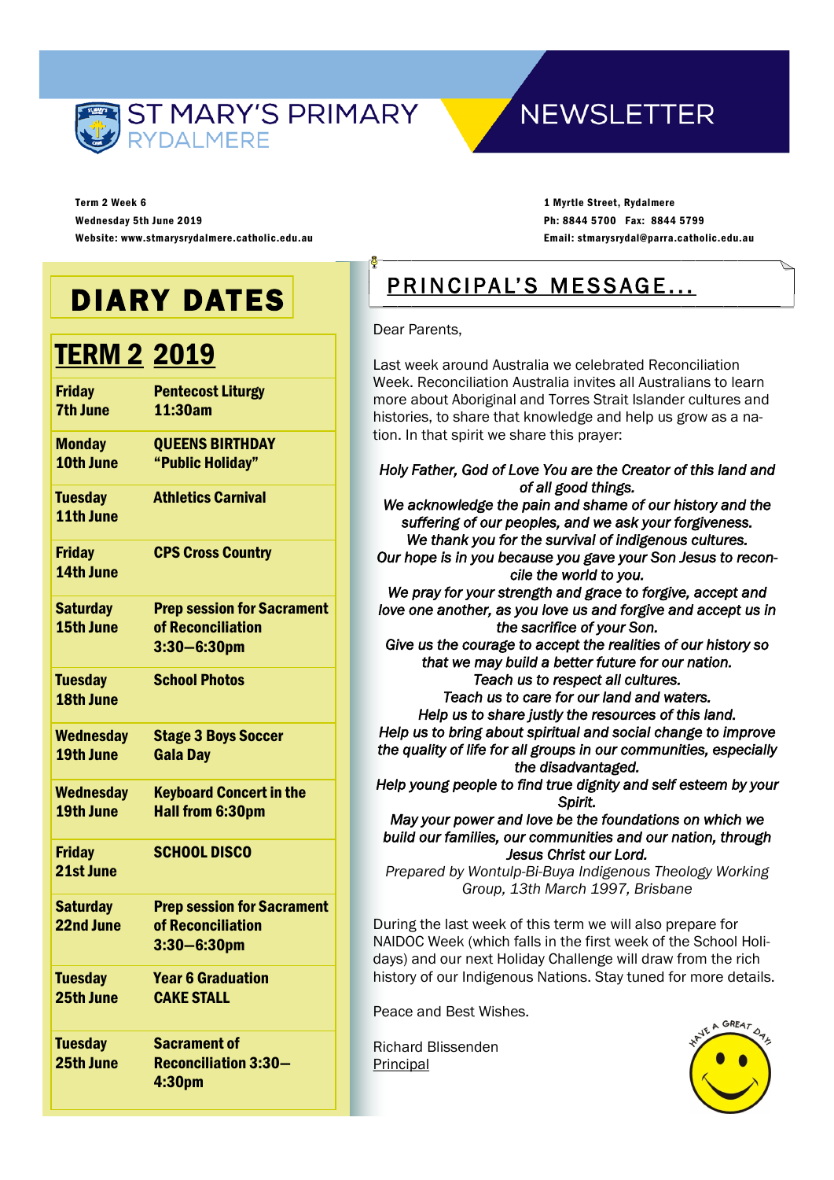# ST MARY'S PRIMARY RYDALMERE

# NEWSLETTER

**Term 2 Week 6**
**Wednesday 5th June 2019**
**Website: www.stmarysrydalmere.catholic.edu.au**

**1 Myrtle Street, Rydalmere**
**Ph: 8844 5700 Fax: 8844 5799**
**Email: stmarysrydal@parra.catholic.edu.au**

## DIARY DATES

### TERM 2 2019

| | |
|---|---|
| **Friday 7th June** | **Pentecost Liturgy 11:30am** |
| **Monday 10th June** | **QUEENS BIRTHDAY "Public Holiday"** |
| **Tuesday 11th June** | **Athletics Carnival** |
| **Friday 14th June** | **CPS Cross Country** |
| **Saturday 15th June** | **Prep session for Sacrament of Reconciliation 3:30—6:30pm** |
| **Tuesday 18th June** | **School Photos** |
| **Wednesday 19th June** | **Stage 3 Boys Soccer Gala Day** |
| **Wednesday 19th June** | **Keyboard Concert in the Hall from 6:30pm** |
| **Friday 21st June** | **SCHOOL DISCO** |
| **Saturday 22nd June** | **Prep session for Sacrament of Reconciliation 3:30—6:30pm** |
| **Tuesday 25th June** | **Year 6 Graduation CAKE STALL** |
| **Tuesday 25th June** | **Sacrament of Reconciliation 3:30—4:30pm** |

## PRINCIPAL'S MESSAGE...

Dear Parents,

Last week around Australia we celebrated Reconciliation Week. Reconciliation Australia invites all Australians to learn more about Aboriginal and Torres Strait Islander cultures and histories, to share that knowledge and help us grow as a nation. In that spirit we share this prayer:

*Holy Father, God of Love You are the Creator of this land and of all good things.*
*We acknowledge the pain and shame of our history and the suffering of our peoples, and we ask your forgiveness.*
*We thank you for the survival of indigenous cultures.*
*Our hope is in you because you gave your Son Jesus to reconcile the world to you.*
*We pray for your strength and grace to forgive, accept and love one another, as you love us and forgive and accept us in the sacrifice of your Son.*
*Give us the courage to accept the realities of our history so that we may build a better future for our nation.*
*Teach us to respect all cultures.*
*Teach us to care for our land and waters.*
*Help us to share justly the resources of this land.*
*Help us to bring about spiritual and social change to improve the quality of life for all groups in our communities, especially the disadvantaged.*
*Help young people to find true dignity and self esteem by your Spirit.*
*May your power and love be the foundations on which we build our families, our communities and our nation, through Jesus Christ our Lord.*
Prepared by Wontulp-Bi-Buya Indigenous Theology Working Group, 13th March 1997, Brisbane

During the last week of this term we will also prepare for NAIDOC Week (which falls in the first week of the School Holidays) and our next Holiday Challenge will draw from the rich history of our Indigenous Nations. Stay tuned for more details.

Peace and Best Wishes.

Richard Blissenden
Principal

HAVE A GREAT DAY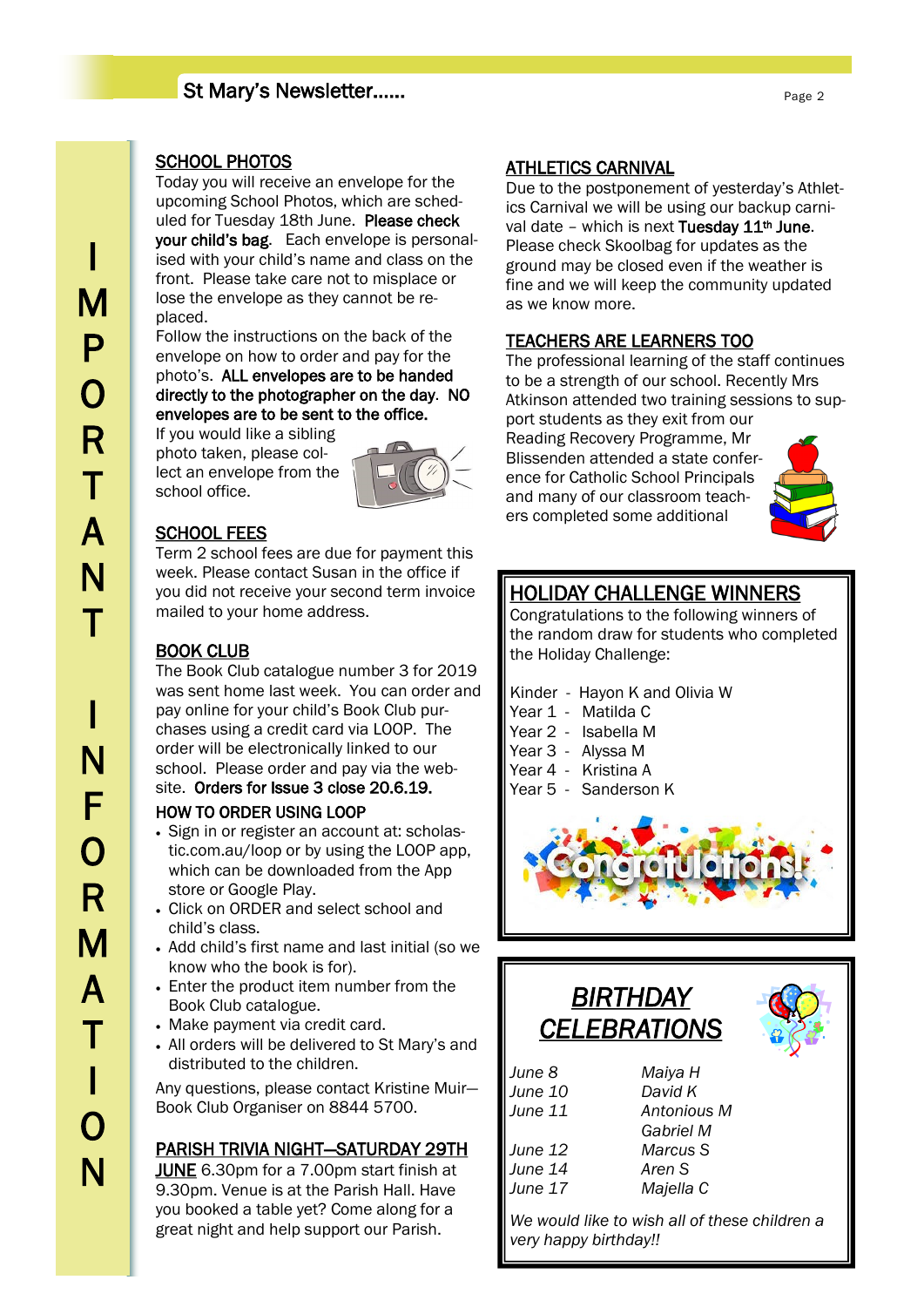# IMPORTANT INFORMATION

## SCHOOL PHOTOS

Today you will receive an envelope for the upcoming School Photos, which are scheduled for Tuesday 18th June. **Please check your child's bag.** Each envelope is personalised with your child's name and class on the front. Please take care not to misplace or lose the envelope as they cannot be replaced.

Follow the instructions on the back of the envelope on how to order and pay for the photo's. **ALL envelopes are to be handed directly to the photographer on the day. NO envelopes are to be sent to the office.**

If you would like a sibling photo taken, please collect an envelope from the school office.

## SCHOOL FEES

Term 2 school fees are due for payment this week. Please contact Susan in the office if you did not receive your second term invoice mailed to your home address.

## BOOK CLUB

The Book Club catalogue number 3 for 2019 was sent home last week. You can order and pay online for your child's Book Club purchases using a credit card via LOOP. The order will be electronically linked to our school. Please order and pay via the website. **Orders for Issue 3 close 20.6.19.**

### HOW TO ORDER USING LOOP

- Sign in or register an account at: scholastic.com.au/loop or by using the LOOP app, which can be downloaded from the App store or Google Play.
- Click on ORDER and select school and child's class.
- Add child's first name and last initial (so we know who the book is for).
- Enter the product item number from the Book Club catalogue.
- Make payment via credit card.
- All orders will be delivered to St Mary's and distributed to the children.

Any questions, please contact Kristine Muir—Book Club Organiser on 8844 5700.

## PARISH TRIVIA NIGHT—SATURDAY 29TH JUNE

6.30pm for a 7.00pm start finish at 9.30pm. Venue is at the Parish Hall. Have you booked a table yet? Come along for a great night and help support our Parish.

## ATHLETICS CARNIVAL

Due to the postponement of yesterday's Athletics Carnival we will be using our backup carnival date – which is next **Tuesday 11th June**. Please check Skoolbag for updates as the ground may be closed even if the weather is fine and we will keep the community updated as we know more.

## TEACHERS ARE LEARNERS TOO

The professional learning of the staff continues to be a strength of our school. Recently Mrs Atkinson attended two training sessions to support students as they exit from our Reading Recovery Programme, Mr Blissenden attended a state conference for Catholic School Principals and many of our classroom teachers completed some additional

## HOLIDAY CHALLENGE WINNERS

Congratulations to the following winners of the random draw for students who completed the Holiday Challenge:

Kinder - Hayon K and Olivia W
Year 1 - Matilda C
Year 2 - Isabella M
Year 3 - Alyssa M
Year 4 - Kristina A
Year 5 - Sanderson K

## *BIRTHDAY CELEBRATIONS*

| | |
|---|---|
| *June 8* | *Maiya H* |
| *June 10* | *David K* |
| *June 11* | *Antonious M* |
| | *Gabriel M* |
| *June 12* | *Marcus S* |
| *June 14* | *Aren S* |
| *June 17* | *Majella C* |

*We would like to wish all of these children a very happy birthday!!*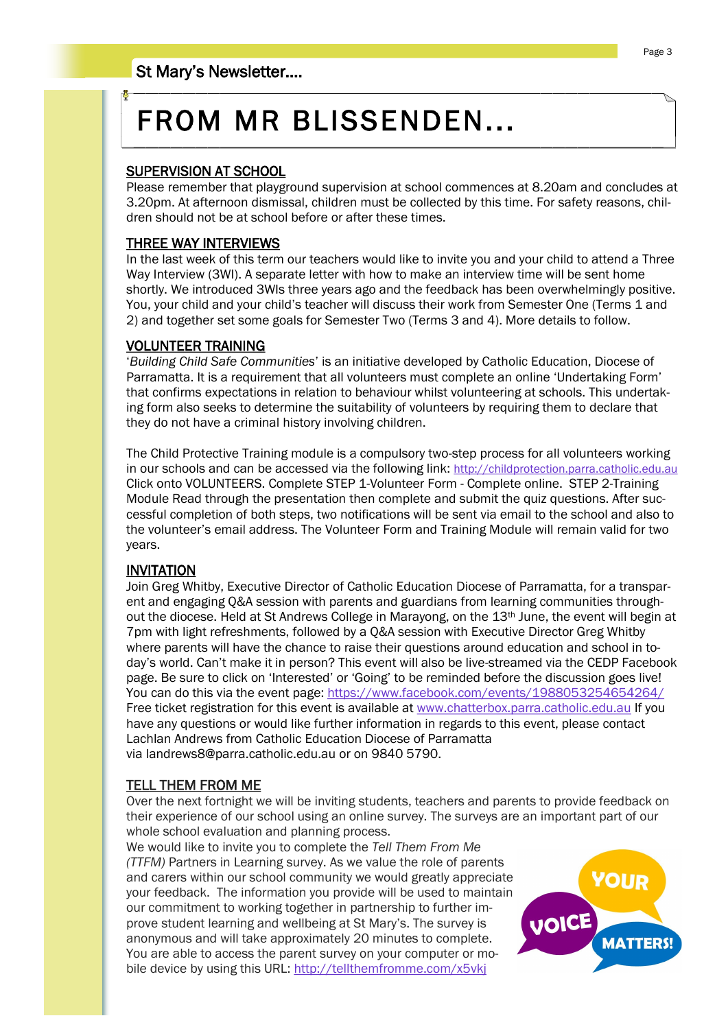# FROM MR BLISSENDEN...

## SUPERVISION AT SCHOOL

Please remember that playground supervision at school commences at 8.20am and concludes at 3.20pm. At afternoon dismissal, children must be collected by this time. For safety reasons, children should not be at school before or after these times.

## THREE WAY INTERVIEWS

In the last week of this term our teachers would like to invite you and your child to attend a Three Way Interview (3WI). A separate letter with how to make an interview time will be sent home shortly. We introduced 3WIs three years ago and the feedback has been overwhelmingly positive. You, your child and your child's teacher will discuss their work from Semester One (Terms 1 and 2) and together set some goals for Semester Two (Terms 3 and 4). More details to follow.

## VOLUNTEER TRAINING

'*Building Child Safe Communities*' is an initiative developed by Catholic Education, Diocese of Parramatta. It is a requirement that all volunteers must complete an online 'Undertaking Form' that confirms expectations in relation to behaviour whilst volunteering at schools. This undertaking form also seeks to determine the suitability of volunteers by requiring them to declare that they do not have a criminal history involving children.

The Child Protective Training module is a compulsory two-step process for all volunteers working in our schools and can be accessed via the following link: http://childprotection.parra.catholic.edu.au Click onto VOLUNTEERS. Complete STEP 1-Volunteer Form - Complete online. STEP 2-Training Module Read through the presentation then complete and submit the quiz questions. After successful completion of both steps, two notifications will be sent via email to the school and also to the volunteer's email address. The Volunteer Form and Training Module will remain valid for two years.

## INVITATION

Join Greg Whitby, Executive Director of Catholic Education Diocese of Parramatta, for a transparent and engaging Q&A session with parents and guardians from learning communities throughout the diocese. Held at St Andrews College in Marayong, on the 13th June, the event will begin at 7pm with light refreshments, followed by a Q&A session with Executive Director Greg Whitby where parents will have the chance to raise their questions around education and school in today's world. Can't make it in person? This event will also be live-streamed via the CEDP Facebook page. Be sure to click on 'Interested' or 'Going' to be reminded before the discussion goes live! You can do this via the event page: https://www.facebook.com/events/1988053254654264/ Free ticket registration for this event is available at www.chatterbox.parra.catholic.edu.au If you have any questions or would like further information in regards to this event, please contact Lachlan Andrews from Catholic Education Diocese of Parramatta via landrews8@parra.catholic.edu.au or on 9840 5790.

## TELL THEM FROM ME

Over the next fortnight we will be inviting students, teachers and parents to provide feedback on their experience of our school using an online survey. The surveys are an important part of our whole school evaluation and planning process.

We would like to invite you to complete the *Tell Them From Me (TTFM)* Partners in Learning survey. As we value the role of parents and carers within our school community we would greatly appreciate your feedback. The information you provide will be used to maintain our commitment to working together in partnership to further improve student learning and wellbeing at St Mary's. The survey is anonymous and will take approximately 20 minutes to complete. You are able to access the parent survey on your computer or mobile device by using this URL: http://tellthemfromme.com/x5vkj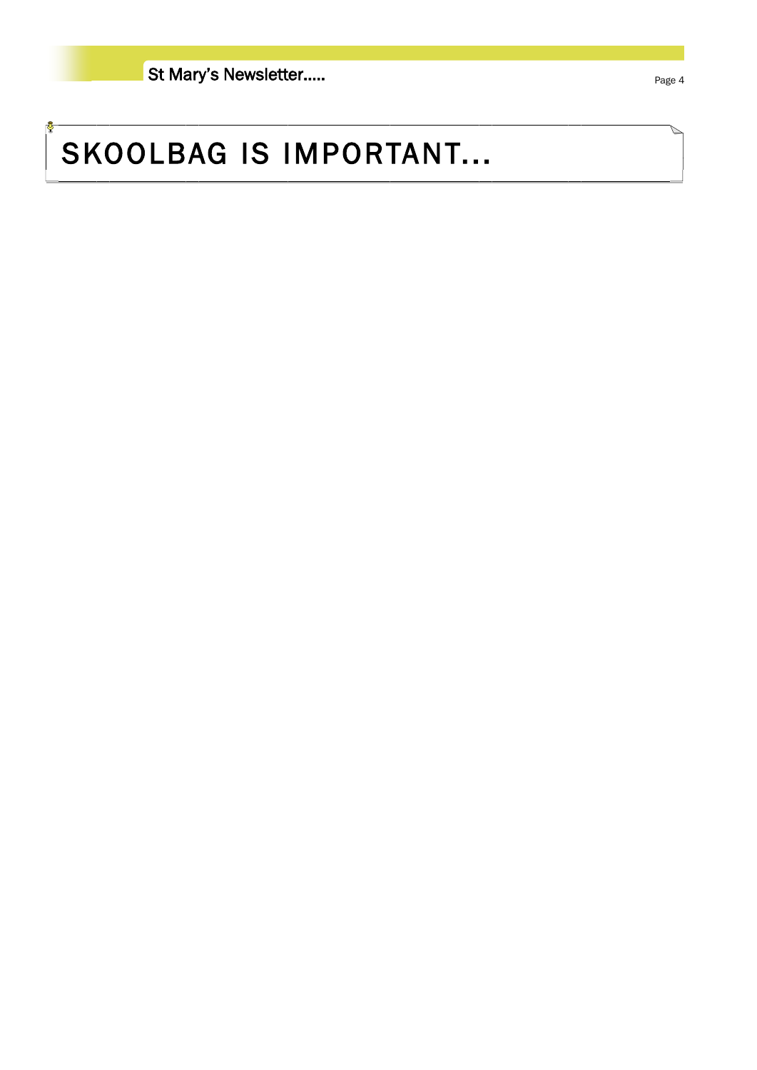# SKOOLBAG IS IMPORTANT...